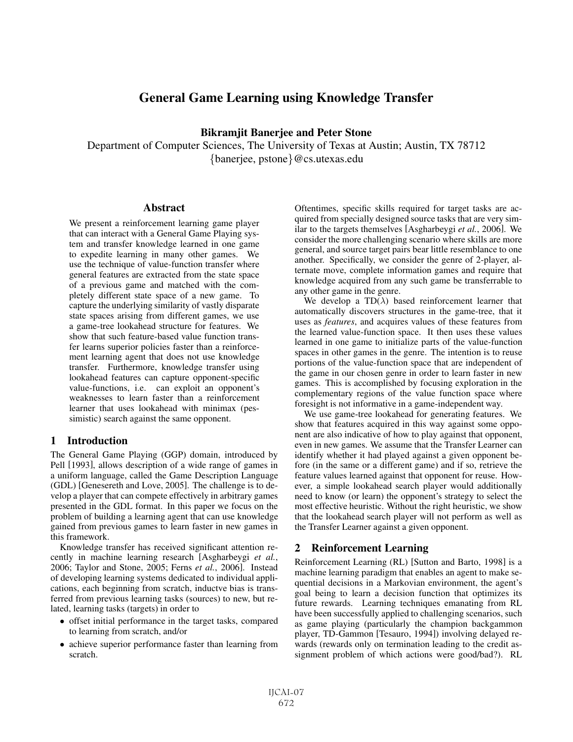# General Game Learning using Knowledge Transfer

**Bikramjit Banerjee and Peter Stone**

Department of Computer Sciences, The University of Texas at Austin; Austin, TX 78712
{banerjee, pstone}@cs.utexas.edu

## Abstract

We present a reinforcement learning game player that can interact with a General Game Playing system and transfer knowledge learned in one game to expedite learning in many other games. We use the technique of value-function transfer where general features are extracted from the state space of a previous game and matched with the completely different state space of a new game. To capture the underlying similarity of vastly disparate state spaces arising from different games, we use a game-tree lookahead structure for features. We show that such feature-based value function transfer learns superior policies faster than a reinforcement learning agent that does not use knowledge transfer. Furthermore, knowledge transfer using lookahead features can capture opponent-specific value-functions, i.e. can exploit an opponent's weaknesses to learn faster than a reinforcement learner that uses lookahead with minimax (pessimistic) search against the same opponent.

## 1 Introduction

The General Game Playing (GGP) domain, introduced by Pell [1993], allows description of a wide range of games in a uniform language, called the Game Description Language (GDL) [Genesereth and Love, 2005]. The challenge is to develop a player that can compete effectively in arbitrary games presented in the GDL format. In this paper we focus on the problem of building a learning agent that can use knowledge gained from previous games to learn faster in new games in this framework.

Knowledge transfer has received significant attention recently in machine learning research [Asgharbeygi *et al.*, 2006; Taylor and Stone, 2005; Ferns *et al.*, 2006]. Instead of developing learning systems dedicated to individual applications, each beginning from scratch, inductve bias is transferred from previous learning tasks (sources) to new, but related, learning tasks (targets) in order to

- offset initial performance in the target tasks, compared to learning from scratch, and/or
- achieve superior performance faster than learning from scratch.

Oftentimes, specific skills required for target tasks are acquired from specially designed source tasks that are very similar to the targets themselves [Asgharbeygi *et al.*, 2006]. We consider the more challenging scenario where skills are more general, and source target pairs bear little resemblance to one another. Specifically, we consider the genre of 2-player, alternate move, complete information games and require that knowledge acquired from any such game be transferrable to any other game in the genre.

We develop a TD($\lambda$) based reinforcement learner that automatically discovers structures in the game-tree, that it uses as *features*, and acquires values of these features from the learned value-function space. It then uses these values learned in one game to initialize parts of the value-function spaces in other games in the genre. The intention is to reuse portions of the value-function space that are independent of the game in our chosen genre in order to learn faster in new games. This is accomplished by focusing exploration in the complementary regions of the value function space where foresight is not informative in a game-independent way.

We use game-tree lookahead for generating features. We show that features acquired in this way against some opponent are also indicative of how to play against that opponent, even in new games. We assume that the Transfer Learner can identify whether it had played against a given opponent before (in the same or a different game) and if so, retrieve the feature values learned against that opponent for reuse. However, a simple lookahead search player would additionally need to know (or learn) the opponent's strategy to select the most effective heuristic. Without the right heuristic, we show that the lookahead search player will not perform as well as the Transfer Learner against a given opponent.

## 2 Reinforcement Learning

Reinforcement Learning (RL) [Sutton and Barto, 1998] is a machine learning paradigm that enables an agent to make sequential decisions in a Markovian environment, the agent's goal being to learn a decision function that optimizes its future rewards. Learning techniques emanating from RL have been successfully applied to challenging scenarios, such as game playing (particularly the champion backgammon player, TD-Gammon [Tesauro, 1994]) involving delayed rewards (rewards only on termination leading to the credit assignment problem of which actions were good/bad?). RL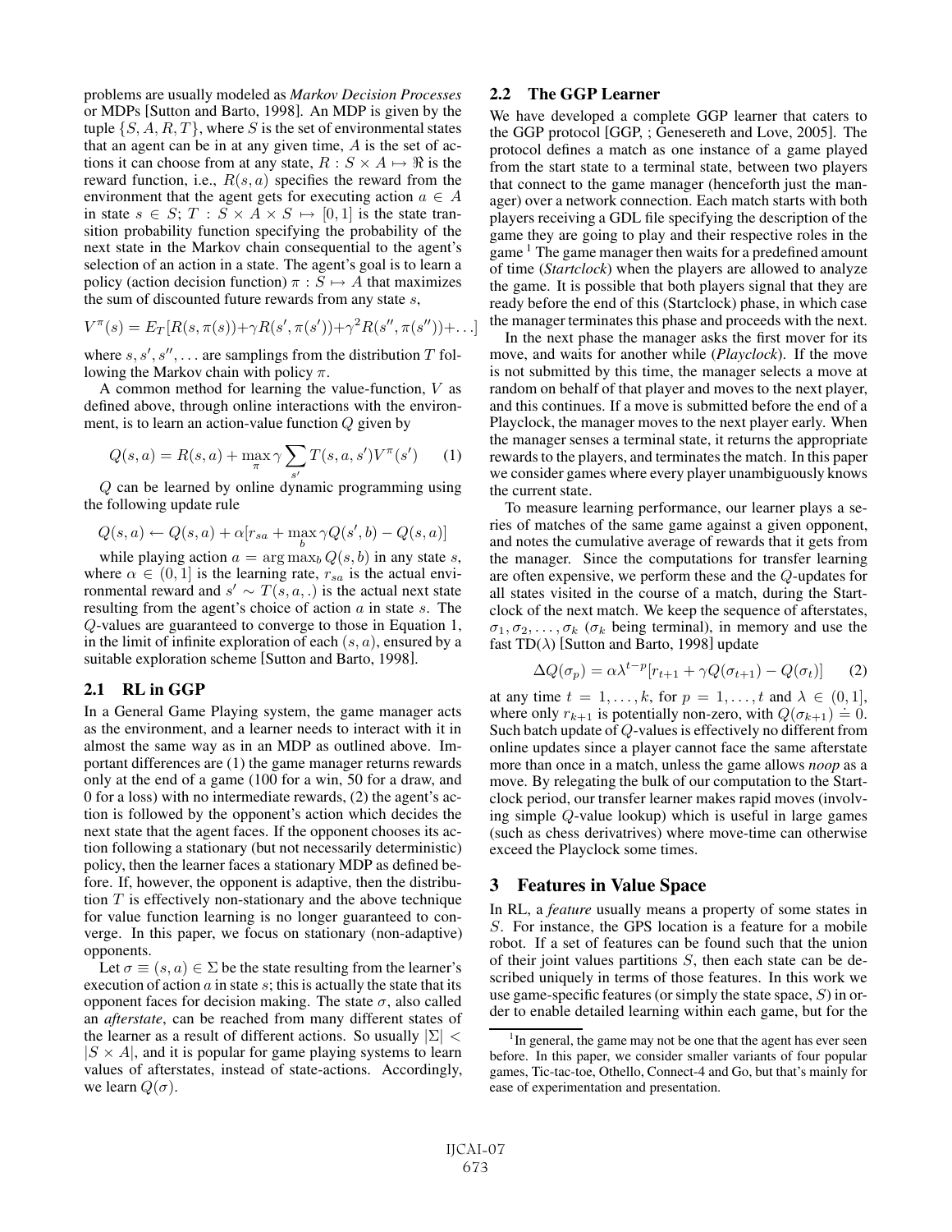problems are usually modeled as *Markov Decision Processes* or MDPs [Sutton and Barto, 1998]. An MDP is given by the tuple $\{S, A, R, T\}$, where $S$ is the set of environmental states that an agent can be in at any given time, $A$ is the set of actions it can choose from at any state, $R : S \times A \mapsto \Re$ is the reward function, i.e., $R(s, a)$ specifies the reward from the environment that the agent gets for executing action $a \in A$ in state $s \in S$; $T : S \times A \times S \mapsto [0, 1]$ is the state transition probability function specifying the probability of the next state in the Markov chain consequential to the agent's selection of an action in a state. The agent's goal is to learn a policy (action decision function) $\pi : S \mapsto A$ that maximizes the sum of discounted future rewards from any state $s$,

$$V^{\pi}(s) = E_T[R(s, \pi(s)) + \gamma R(s', \pi(s')) + \gamma^2 R(s'', \pi(s'')) + \ldots]$$

where $s, s', s'', \ldots$ are samplings from the distribution $T$ following the Markov chain with policy $\pi$.

A common method for learning the value-function, $V$ as defined above, through online interactions with the environment, is to learn an action-value function $Q$ given by

$$Q(s, a) = R(s, a) + \max_{\pi} \gamma \sum_{s'} T(s, a, s') V^{\pi}(s') \qquad (1)$$

$Q$ can be learned by online dynamic programming using the following update rule

$$Q(s, a) \leftarrow Q(s, a) + \alpha[r_{sa} + \max_{b} \gamma Q(s', b) - Q(s, a)]$$

while playing action $a = \arg\max_b Q(s, b)$ in any state $s$, where $\alpha \in (0, 1]$ is the learning rate, $r_{sa}$ is the actual environmental reward and $s' \sim T(s, a, .)$ is the actual next state resulting from the agent's choice of action $a$ in state $s$. The $Q$-values are guaranteed to converge to those in Equation 1, in the limit of infinite exploration of each $(s, a)$, ensured by a suitable exploration scheme [Sutton and Barto, 1998].

## 2.1 RL in GGP

In a General Game Playing system, the game manager acts as the environment, and a learner needs to interact with it in almost the same way as in an MDP as outlined above. Important differences are (1) the game manager returns rewards only at the end of a game (100 for a win, 50 for a draw, and 0 for a loss) with no intermediate rewards, (2) the agent's action is followed by the opponent's action which decides the next state that the agent faces. If the opponent chooses its action following a stationary (but not necessarily deterministic) policy, then the learner faces a stationary MDP as defined before. If, however, the opponent is adaptive, then the distribution $T$ is effectively non-stationary and the above technique for value function learning is no longer guaranteed to converge. In this paper, we focus on stationary (non-adaptive) opponents.

Let $\sigma \equiv (s, a) \in \Sigma$ be the state resulting from the learner's execution of action $a$ in state $s$; this is actually the state that its opponent faces for decision making. The state $\sigma$, also called an *afterstate*, can be reached from many different states of the learner as a result of different actions. So usually $|\Sigma| < |S \times A|$, and it is popular for game playing systems to learn values of afterstates, instead of state-actions. Accordingly, we learn $Q(\sigma)$.

## 2.2 The GGP Learner

We have developed a complete GGP learner that caters to the GGP protocol [GGP, ; Genesereth and Love, 2005]. The protocol defines a match as one instance of a game played from the start state to a terminal state, between two players that connect to the game manager (henceforth just the manager) over a network connection. Each match starts with both players receiving a GDL file specifying the description of the game they are going to play and their respective roles in the game [1] The game manager then waits for a predefined amount of time (*Startclock*) when the players are allowed to analyze the game. It is possible that both players signal that they are ready before the end of this (Startclock) phase, in which case the manager terminates this phase and proceeds with the next.

In the next phase the manager asks the first mover for its move, and waits for another while (*Playclock*). If the move is not submitted by this time, the manager selects a move at random on behalf of that player and moves to the next player, and this continues. If a move is submitted before the end of a Playclock, the manager moves to the next player early. When the manager senses a terminal state, it returns the appropriate rewards to the players, and terminates the match. In this paper we consider games where every player unambiguously knows the current state.

To measure learning performance, our learner plays a series of matches of the same game against a given opponent, and notes the cumulative average of rewards that it gets from the manager. Since the computations for transfer learning are often expensive, we perform these and the $Q$-updates for all states visited in the course of a match, during the Startclock of the next match. We keep the sequence of afterstates, $\sigma_1, \sigma_2, \ldots, \sigma_k$ ($\sigma_k$ being terminal), in memory and use the fast TD($\lambda$) [Sutton and Barto, 1998] update

$$\Delta Q(\sigma_p) = \alpha \lambda^{t-p}[r_{t+1} + \gamma Q(\sigma_{t+1}) - Q(\sigma_t)] \qquad (2)$$

at any time $t = 1, \ldots, k$, for $p = 1, \ldots, t$ and $\lambda \in (0, 1]$, where only $r_{k+1}$ is potentially non-zero, with $Q(\sigma_{k+1}) \doteq 0$. Such batch update of $Q$-values is effectively no different from online updates since a player cannot face the same afterstate more than once in a match, unless the game allows *noop* as a move. By relegating the bulk of our computation to the Startclock period, our transfer learner makes rapid moves (involving simple $Q$-value lookup) which is useful in large games (such as chess derivatrives) where move-time can otherwise exceed the Playclock some times.

# 3 Features in Value Space

In RL, a *feature* usually means a property of some states in $S$. For instance, the GPS location is a feature for a mobile robot. If a set of features can be found such that the union of their joint values partitions $S$, then each state can be described uniquely in terms of those features. In this work we use game-specific features (or simply the state space, $S$) in order to enable detailed learning within each game, but for the

[1] In general, the game may not be one that the agent has ever seen before. In this paper, we consider smaller variants of four popular games, Tic-tac-toe, Othello, Connect-4 and Go, but that's mainly for ease of experimentation and presentation.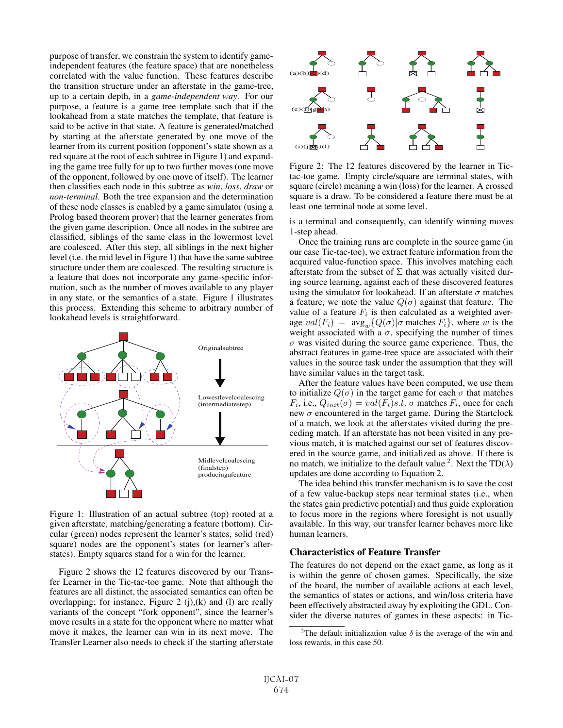purpose of transfer, we constrain the system to identify game-independent features (the feature space) that are nonetheless correlated with the value function. These features describe the transition structure under an afterstate in the game-tree, up to a certain depth, in a *game-independent way*. For our purpose, a feature is a game tree template such that if the lookahead from a state matches the template, that feature is said to be active in that state. A feature is generated/matched by starting at the afterstate generated by one move of the learner from its current position (opponent's state shown as a red square at the root of each subtree in Figure 1) and expanding the game tree fully for up to two further moves (one move of the opponent, followed by one move of itself). The learner then classifies each node in this subtree as *win*, *loss*, *draw* or *non-terminal*. Both the tree expansion and the determination of these node classes is enabled by a game simulator (using a Prolog based theorem prover) that the learner generates from the given game description. Once all nodes in the subtree are classified, siblings of the same class in the lowermost level are coalesced. After this step, all siblings in the next higher level (i.e. the mid level in Figure 1) that have the same subtree structure under them are coalesced. The resulting structure is a feature that does not incorporate any game-specific information, such as the number of moves available to any player in any state, or the semantics of a state. Figure 1 illustrates this process. Extending this scheme to arbitrary number of lookahead levels is straightforward.

Figure 1: Illustration of an actual subtree (top) rooted at a given afterstate, matching/generating a feature (bottom). Circular (green) nodes represent the learner's states, solid (red) square) nodes are the opponent's states (or learner's afterstates). Empty squares stand for a win for the learner.

Figure 2 shows the 12 features discovered by our Transfer Learner in the Tic-tac-toe game. Note that although the features are all distinct, the associated semantics can often be overlapping; for instance, Figure 2 (j),(k) and (l) are really variants of the concept "fork opponent", since the learner's move results in a state for the opponent where no matter what move it makes, the learner can win in its next move. The Transfer Learner also needs to check if the starting afterstate is a terminal and consequently, can identify winning moves 1-step ahead.

Figure 2: The 12 features discovered by the learner in Tic-tac-toe game. Empty circle/square are terminal states, with square (circle) meaning a win (loss) for the learner. A crossed square is a draw. To be considered a feature there must be at least one terminal node at some level.

Once the training runs are complete in the source game (in our case Tic-tac-toe), we extract feature information from the acquired value-function space. This involves matching each afterstate from the subset of $\Sigma$ that was actually visited during source learning, against each of these discovered features using the simulator for lookahead. If an afterstate $\sigma$ matches a feature, we note the value $Q(\sigma)$ against that feature. The value of a feature $F_i$ is then calculated as a weighted average $val(F_i) = \text{avg}_w\{Q(\sigma)|\sigma \text{ matches } F_i\}$, where $w$ is the weight associated with a $\sigma$, specifying the number of times $\sigma$ was visited during the source game experience. Thus, the abstract features in game-tree space are associated with their values in the source task under the assumption that they will have similar values in the target task.

After the feature values have been computed, we use them to initialize $Q(\sigma)$ in the target game for each $\sigma$ that matches $F_i$, i.e., $Q_{init}(\sigma) = val(F_i) s.t.\ \sigma$ matches $F_i$, once for each new $\sigma$ encountered in the target game. During the Startclock of a match, we look at the afterstates visited during the preceding match. If an afterstate has not been visited in any previous match, it is matched against our set of features discovered in the source game, and initialized as above. If there is no match, we initialize to the default value [2]. Next the TD($\lambda$) updates are done according to Equation 2.

The idea behind this transfer mechanism is to save the cost of a few value-backup steps near terminal states (i.e., when the states gain predictive potential) and thus guide exploration to focus more in the regions where foresight is not usually available. In this way, our transfer learner behaves more like human learners.

## Characteristics of Feature Transfer

The features do not depend on the exact game, as long as it is within the genre of chosen games. Specifically, the size of the board, the number of available actions at each level, the semantics of states or actions, and win/loss criteria have been effectively abstracted away by exploiting the GDL. Consider the diverse natures of games in these aspects: in Tic-

[2] The default initialization value $\delta$ is the average of the win and loss rewards, in this case 50.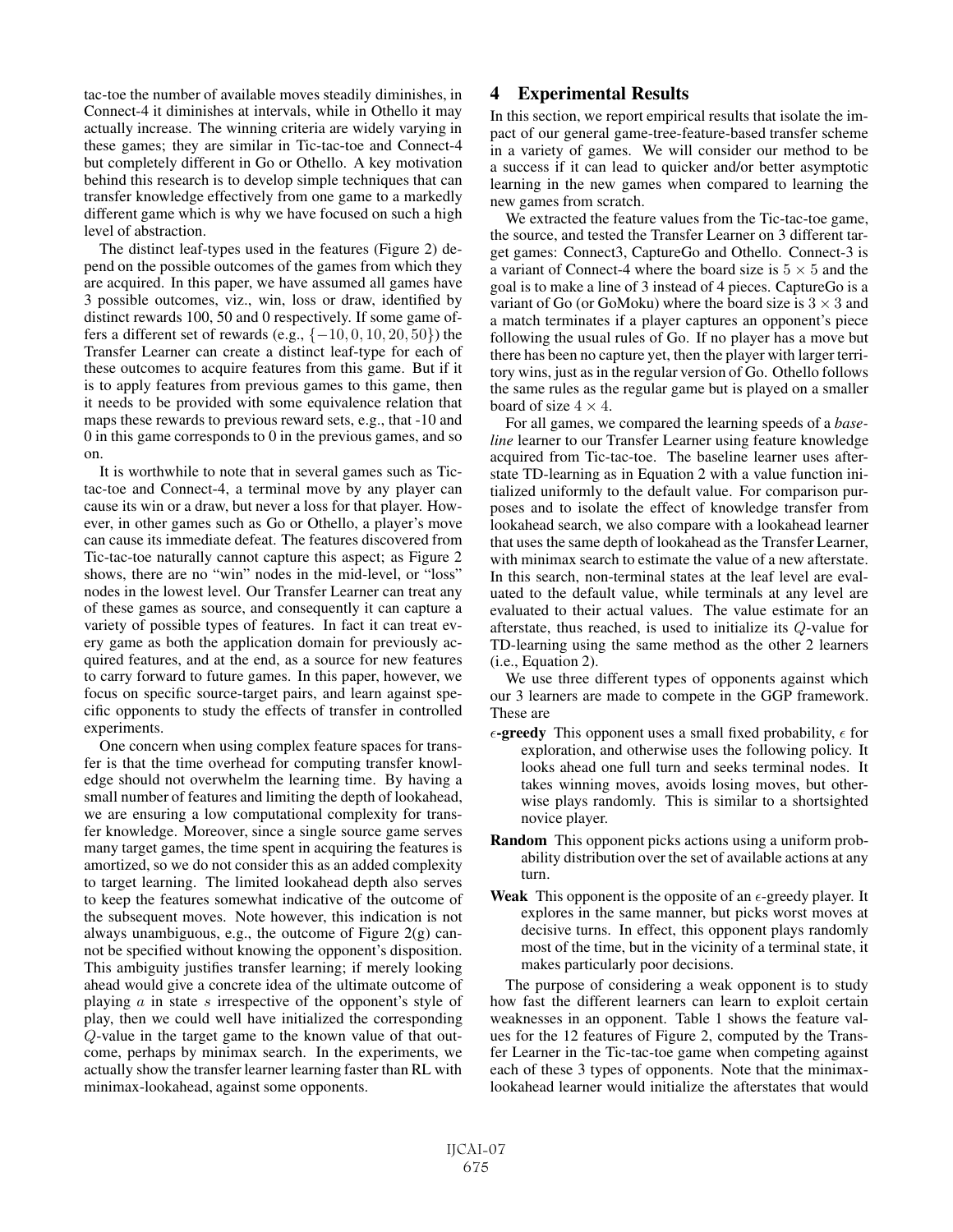tac-toe the number of available moves steadily diminishes, in Connect-4 it diminishes at intervals, while in Othello it may actually increase. The winning criteria are widely varying in these games; they are similar in Tic-tac-toe and Connect-4 but completely different in Go or Othello. A key motivation behind this research is to develop simple techniques that can transfer knowledge effectively from one game to a markedly different game which is why we have focused on such a high level of abstraction.

The distinct leaf-types used in the features (Figure 2) depend on the possible outcomes of the games from which they are acquired. In this paper, we have assumed all games have 3 possible outcomes, viz., win, loss or draw, identified by distinct rewards 100, 50 and 0 respectively. If some game offers a different set of rewards (e.g., $\{-10, 0, 10, 20, 50\}$) the Transfer Learner can create a distinct leaf-type for each of these outcomes to acquire features from this game. But if it is to apply features from previous games to this game, then it needs to be provided with some equivalence relation that maps these rewards to previous reward sets, e.g., that -10 and 0 in this game corresponds to 0 in the previous games, and so on.

It is worthwhile to note that in several games such as Tic-tac-toe and Connect-4, a terminal move by any player can cause its win or a draw, but never a loss for that player. However, in other games such as Go or Othello, a player's move can cause its immediate defeat. The features discovered from Tic-tac-toe naturally cannot capture this aspect; as Figure 2 shows, there are no "win" nodes in the mid-level, or "loss" nodes in the lowest level. Our Transfer Learner can treat any of these games as source, and consequently it can capture a variety of possible types of features. In fact it can treat every game as both the application domain for previously acquired features, and at the end, as a source for new features to carry forward to future games. In this paper, however, we focus on specific source-target pairs, and learn against specific opponents to study the effects of transfer in controlled experiments.

One concern when using complex feature spaces for transfer is that the time overhead for computing transfer knowledge should not overwhelm the learning time. By having a small number of features and limiting the depth of lookahead, we are ensuring a low computational complexity for transfer knowledge. Moreover, since a single source game serves many target games, the time spent in acquiring the features is amortized, so we do not consider this as an added complexity to target learning. The limited lookahead depth also serves to keep the features somewhat indicative of the outcome of the subsequent moves. Note however, this indication is not always unambiguous, e.g., the outcome of Figure 2(g) cannot be specified without knowing the opponent's disposition. This ambiguity justifies transfer learning; if merely looking ahead would give a concrete idea of the ultimate outcome of playing $a$ in state $s$ irrespective of the opponent's style of play, then we could well have initialized the corresponding $Q$-value in the target game to the known value of that outcome, perhaps by minimax search. In the experiments, we actually show the transfer learner learning faster than RL with minimax-lookahead, against some opponents.

## 4 Experimental Results

In this section, we report empirical results that isolate the impact of our general game-tree-feature-based transfer scheme in a variety of games. We will consider our method to be a success if it can lead to quicker and/or better asymptotic learning in the new games when compared to learning the new games from scratch.

We extracted the feature values from the Tic-tac-toe game, the source, and tested the Transfer Learner on 3 different target games: Connect3, CaptureGo and Othello. Connect-3 is a variant of Connect-4 where the board size is $5 \times 5$ and the goal is to make a line of 3 instead of 4 pieces. CaptureGo is a variant of Go (or GoMoku) where the board size is $3 \times 3$ and a match terminates if a player captures an opponent's piece following the usual rules of Go. If no player has a move but there has been no capture yet, then the player with larger territory wins, just as in the regular version of Go. Othello follows the same rules as the regular game but is played on a smaller board of size $4 \times 4$.

For all games, we compared the learning speeds of a *baseline* learner to our Transfer Learner using feature knowledge acquired from Tic-tac-toe. The baseline learner uses afterstate TD-learning as in Equation 2 with a value function initialized uniformly to the default value. For comparison purposes and to isolate the effect of knowledge transfer from lookahead search, we also compare with a lookahead learner that uses the same depth of lookahead as the Transfer Learner, with minimax search to estimate the value of a new afterstate. In this search, non-terminal states at the leaf level are evaluated to the default value, while terminals at any level are evaluated to their actual values. The value estimate for an afterstate, thus reached, is used to initialize its $Q$-value for TD-learning using the same method as the other 2 learners (i.e., Equation 2).

We use three different types of opponents against which our 3 learners are made to compete in the GGP framework. These are

- **$\epsilon$-greedy** This opponent uses a small fixed probability, $\epsilon$ for exploration, and otherwise uses the following policy. It looks ahead one full turn and seeks terminal nodes. It takes winning moves, avoids losing moves, but otherwise plays randomly. This is similar to a shortsighted novice player.
- **Random** This opponent picks actions using a uniform probability distribution over the set of available actions at any turn.
- **Weak** This opponent is the opposite of an $\epsilon$-greedy player. It explores in the same manner, but picks worst moves at decisive turns. In effect, this opponent plays randomly most of the time, but in the vicinity of a terminal state, it makes particularly poor decisions.

The purpose of considering a weak opponent is to study how fast the different learners can learn to exploit certain weaknesses in an opponent. Table 1 shows the feature values for the 12 features of Figure 2, computed by the Transfer Learner in the Tic-tac-toe game when competing against each of these 3 types of opponents. Note that the minimax-lookahead learner would initialize the afterstates that would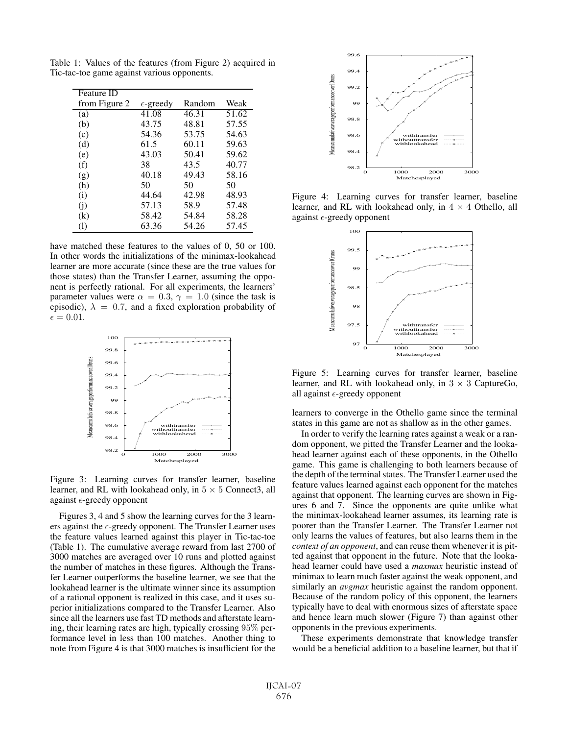Table 1: Values of the features (from Figure 2) acquired in Tic-tac-toe game against various opponents.

| Feature ID from Figure 2 | $\epsilon$-greedy | Random | Weak |
|---|---|---|---|
| (a) | 41.08 | 46.31 | 51.62 |
| (b) | 43.75 | 48.81 | 57.55 |
| (c) | 54.36 | 53.75 | 54.63 |
| (d) | 61.5 | 60.11 | 59.63 |
| (e) | 43.03 | 50.41 | 59.62 |
| (f) | 38 | 43.5 | 40.77 |
| (g) | 40.18 | 49.43 | 58.16 |
| (h) | 50 | 50 | 50 |
| (i) | 44.64 | 42.98 | 48.93 |
| (j) | 57.13 | 58.9 | 57.48 |
| (k) | 58.42 | 54.84 | 58.28 |
| (l) | 63.36 | 54.26 | 57.45 |

have matched these features to the values of 0, 50 or 100. In other words the initializations of the minimax-lookahead learner are more accurate (since these are the true values for those states) than the Transfer Learner, assuming the opponent is perfectly rational. For all experiments, the learners' parameter values were $\alpha = 0.3$, $\gamma = 1.0$ (since the task is episodic), $\lambda = 0.7$, and a fixed exploration probability of $\epsilon = 0.01$.

Figure 3: Learning curves for transfer learner, baseline learner, and RL with lookahead only, in $5 \times 5$ Connect3, all against $\epsilon$-greedy opponent

Figures 3, 4 and 5 show the learning curves for the 3 learners against the $\epsilon$-greedy opponent. The Transfer Learner uses the feature values learned against this player in Tic-tac-toe (Table 1). The cumulative average reward from last 2700 of 3000 matches are averaged over 10 runs and plotted against the number of matches in these figures. Although the Transfer Learner outperforms the baseline learner, we see that the lookahead learner is the ultimate winner since its assumption of a rational opponent is realized in this case, and it uses superior initializations compared to the Transfer Learner. Also since all the learners use fast TD methods and afterstate learning, their learning rates are high, typically crossing 95% performance level in less than 100 matches. Another thing to note from Figure 4 is that 3000 matches is insufficient for the learners to converge in the Othello game since the terminal states in this game are not as shallow as in the other games.

Figure 4: Learning curves for transfer learner, baseline learner, and RL with lookahead only, in $4 \times 4$ Othello, all against $\epsilon$-greedy opponent

Figure 5: Learning curves for transfer learner, baseline learner, and RL with lookahead only, in $3 \times 3$ CaptureGo, all against $\epsilon$-greedy opponent

In order to verify the learning rates against a weak or a random opponent, we pitted the Transfer Learner and the lookahead learner against each of these opponents, in the Othello game. This game is challenging to both learners because of the depth of the terminal states. The Transfer Learner used the feature values learned against each opponent for the matches against that opponent. The learning curves are shown in Figures 6 and 7. Since the opponents are quite unlike what the minimax-lookahead learner assumes, its learning rate is poorer than the Transfer Learner. The Transfer Learner not only learns the values of features, but also learns them in the *context of an opponent*, and can reuse them whenever it is pitted against that opponent in the future. Note that the lookahead learner could have used a *maxmax* heuristic instead of minimax to learn much faster against the weak opponent, and similarly an *avgmax* heuristic against the random opponent. Because of the random policy of this opponent, the learners typically have to deal with enormous sizes of afterstate space and hence learn much slower (Figure 7) than against other opponents in the previous experiments.

These experiments demonstrate that knowledge transfer would be a beneficial addition to a baseline learner, but that if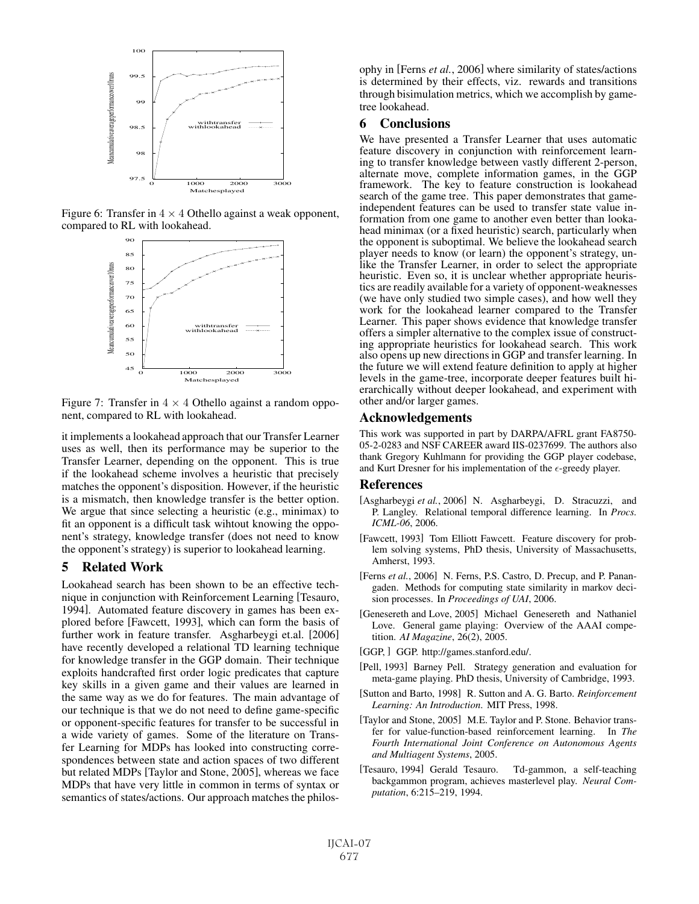100
99.5
99
98.5
98
97.5
0 1000 2000 3000
Matchesplayed
Meancumulativeaverageperformanceover10runs
withtransfer
withlookahead

Figure 6: Transfer in $4 \times 4$ Othello against a weak opponent, compared to RL with lookahead.

90
85
80
75
70
65
60
55
50
45
0 1000 2000 3000
Matchesplayed
Meancumulativeaverageperformanceover10runs
withtransfer
withlookahead

Figure 7: Transfer in $4 \times 4$ Othello against a random opponent, compared to RL with lookahead.

it implements a lookahead approach that our Transfer Learner uses as well, then its performance may be superior to the Transfer Learner, depending on the opponent. This is true if the lookahead scheme involves a heuristic that precisely matches the opponent's disposition. However, if the heuristic is a mismatch, then knowledge transfer is the better option. We argue that since selecting a heuristic (e.g., minimax) to fit an opponent is a difficult task wihtout knowing the opponent's strategy, knowledge transfer (does not need to know the opponent's strategy) is superior to lookahead learning.

## 5 Related Work

Lookahead search has been shown to be an effective technique in conjunction with Reinforcement Learning [Tesauro, 1994]. Automated feature discovery in games has been explored before [Fawcett, 1993], which can form the basis of further work in feature transfer. Asgharbeygi et.al. [2006] have recently developed a relational TD learning technique for knowledge transfer in the GGP domain. Their technique exploits handcrafted first order logic predicates that capture key skills in a given game and their values are learned in the same way as we do for features. The main advantage of our technique is that we do not need to define game-specific or opponent-specific features for transfer to be successful in a wide variety of games. Some of the literature on Transfer Learning for MDPs has looked into constructing correspondences between state and action spaces of two different but related MDPs [Taylor and Stone, 2005], whereas we face MDPs that have very little in common in terms of syntax or semantics of states/actions. Our approach matches the philosophy in [Ferns *et al.*, 2006] where similarity of states/actions is determined by their effects, viz. rewards and transitions through bisimulation metrics, which we accomplish by game-tree lookahead.

## 6 Conclusions

We have presented a Transfer Learner that uses automatic feature discovery in conjunction with reinforcement learning to transfer knowledge between vastly different 2-person, alternate move, complete information games, in the GGP framework. The key to feature construction is lookahead search of the game tree. This paper demonstrates that game-independent features can be used to transfer state value information from one game to another even better than lookahead minimax (or a fixed heuristic) search, particularly when the opponent is suboptimal. We believe the lookahead search player needs to know (or learn) the opponent's strategy, unlike the Transfer Learner, in order to select the appropriate heuristic. Even so, it is unclear whether appropriate heuristics are readily available for a variety of opponent-weaknesses (we have only studied two simple cases), and how well they work for the lookahead learner compared to the Transfer Learner. This paper shows evidence that knowledge transfer offers a simpler alternative to the complex issue of constructing appropriate heuristics for lookahead search. This work also opens up new directions in GGP and transfer learning. In the future we will extend feature definition to apply at higher levels in the game-tree, incorporate deeper features built hierarchically without deeper lookahead, and experiment with other and/or larger games.

## Acknowledgements

This work was supported in part by DARPA/AFRL grant FA8750-05-2-0283 and NSF CAREER award IIS-0237699. The authors also thank Gregory Kuhlmann for providing the GGP player codebase, and Kurt Dresner for his implementation of the $\epsilon$-greedy player.

## References

[Asgharbeygi *et al.*, 2006] N. Asgharbeygi, D. Stracuzzi, and P. Langley. Relational temporal difference learning. In *Procs. ICML-06*, 2006.

[Fawcett, 1993] Tom Elliott Fawcett. Feature discovery for problem solving systems, PhD thesis, University of Massachusetts, Amherst, 1993.

[Ferns *et al.*, 2006] N. Ferns, P.S. Castro, D. Precup, and P. Panangaden. Methods for computing state similarity in markov decision processes. In *Proceedings of UAI*, 2006.

[Genesereth and Love, 2005] Michael Genesereth and Nathaniel Love. General game playing: Overview of the AAAI competition. *AI Magazine*, 26(2), 2005.

[GGP, ] GGP. http://games.stanford.edu/.

[Pell, 1993] Barney Pell. Strategy generation and evaluation for meta-game playing. PhD thesis, University of Cambridge, 1993.

[Sutton and Barto, 1998] R. Sutton and A. G. Barto. *Reinforcement Learning: An Introduction*. MIT Press, 1998.

[Taylor and Stone, 2005] M.E. Taylor and P. Stone. Behavior transfer for value-function-based reinforcement learning. In *The Fourth International Joint Conference on Autonomous Agents and Multiagent Systems*, 2005.

[Tesauro, 1994] Gerald Tesauro. Td-gammon, a self-teaching backgammon program, achieves masterlevel play. *Neural Computation*, 6:215–219, 1994.